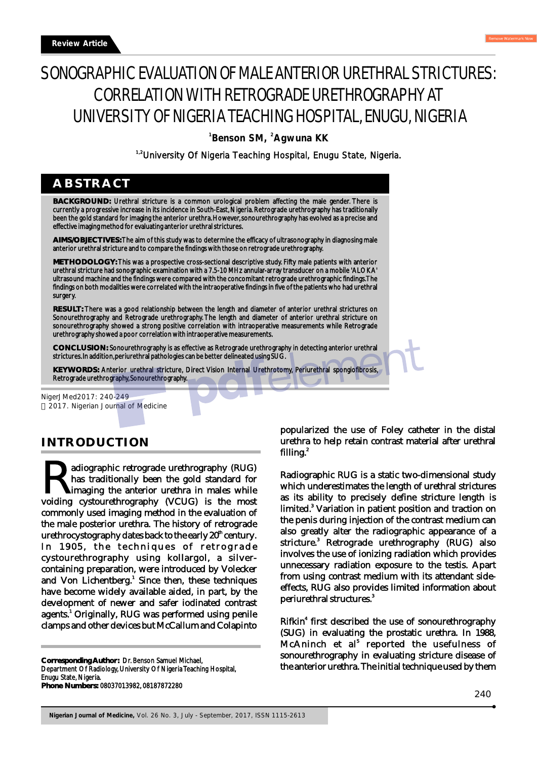Review Article

# SONOGRAPHIC EVALUATION OF MALE ANTERIOR URETHRAL STRICTURES: CORRELATION WITH RETROGRADE URETHROGRAPHY AT UNIVERSITY OF NIGERIA TEACHING HOSPITAL, ENUGU, NIGERIA

[1]**Benson SM**, [2]**Agwuna KK**

[1,2]University Of Nigeria Teaching Hospital, Enugu State, Nigeria.

## ABSTRACT

**BACKGROUND:** Urethral stricture is a common urological problem affecting the male gender. There is currently a progressive increase in its incidence in South-East, Nigeria. Retrograde urethrography has traditionally been the gold standard for imaging the anterior urethra. However, sonourethrography has evolved as a precise and effective imaging method for evaluating anterior urethral strictures.

**AIMS/OBJECTIVES:** The aim of this study was to determine the efficacy of ultrasonography in diagnosing male anterior urethral stricture and to compare the findings with those on retrograde urethrography.

**METHODOLOGY:** This was a prospective cross-sectional descriptive study. Fifty male patients with anterior urethral stricture had sonographic examination with a 7.5-10 MHz annular-array transducer on a mobile 'ALOKA' ultrasound machine and the findings were compared with the concomitant retrograde urethrographic findings. The findings on both modalities were correlated with the intraoperative findings in five of the patients who had urethral surgery.

**RESULT:** There was a good relationship between the length and diameter of anterior urethral strictures on Sonourethrography and Retrograde urethrography. The length and diameter of anterior urethral stricture on sonourethrography showed a strong positive correlation with intraoperative measurements while Retrograde urethrography showed a poor correlation with intraoperative measurements.

**CONCLUSION:** Sonourethrography is as effective as Retrograde urethrography in detecting anterior urethral strictures. In addition, periurethral pathologies can be better delineated using SUG.

**KEYWORDS:** Anterior urethral stricture, Direct Vision Internal Urethrotomy, Periurethral spongiofibrosis, Retrograde urethrography, Sonourethrography.

NigerJ Med2017: 240-249
 2017. Nigerian Journal of Medicine

## INTRODUCTION

Radiographic retrograde urethrography (RUG) has traditionally been the gold standard for imaging the anterior urethra in males while voiding cystourethrography (VCUG) is the most commonly used imaging method in the evaluation of the male posterior urethra. The history of retrograde urethrocystography dates back to the early 20th century. In 1905, the techniques of retrograde cystourethrography using kollargol, a silver-containing preparation, were introduced by Volecker and Von Lichentberg.[1] Since then, these techniques have become widely available aided, in part, by the development of newer and safer iodinated contrast agents.[1] Originally, RUG was performed using penile clamps and other devices but McCallum and Colapinto popularized the use of Foley catheter in the distal urethra to help retain contrast material after urethral filling.[2]

Radiographic RUG is a static two-dimensional study which underestimates the length of urethral strictures as its ability to precisely define stricture length is limited.[3] Variation in patient position and traction on the penis during injection of the contrast medium can also greatly alter the radiographic appearance of a stricture.[3] Retrograde urethrography (RUG) also involves the use of ionizing radiation which provides unnecessary radiation exposure to the testis. Apart from using contrast medium with its attendant side-effects, RUG also provides limited information about periurethral structures.[3]

Rifkin[4] first described the use of sonourethrography (SUG) in evaluating the prostatic urethra. In 1988, McAninch et al[5] reported the usefulness of sonourethrography in evaluating stricture disease of the anterior urethra. The initial technique used by them

**Corresponding Author:** Dr. Benson Samuel Michael,
Department Of Radiology, University Of Nigeria Teaching Hospital,
Enugu State, Nigeria.
**Phone Numbers:** 08037013982, 08187872280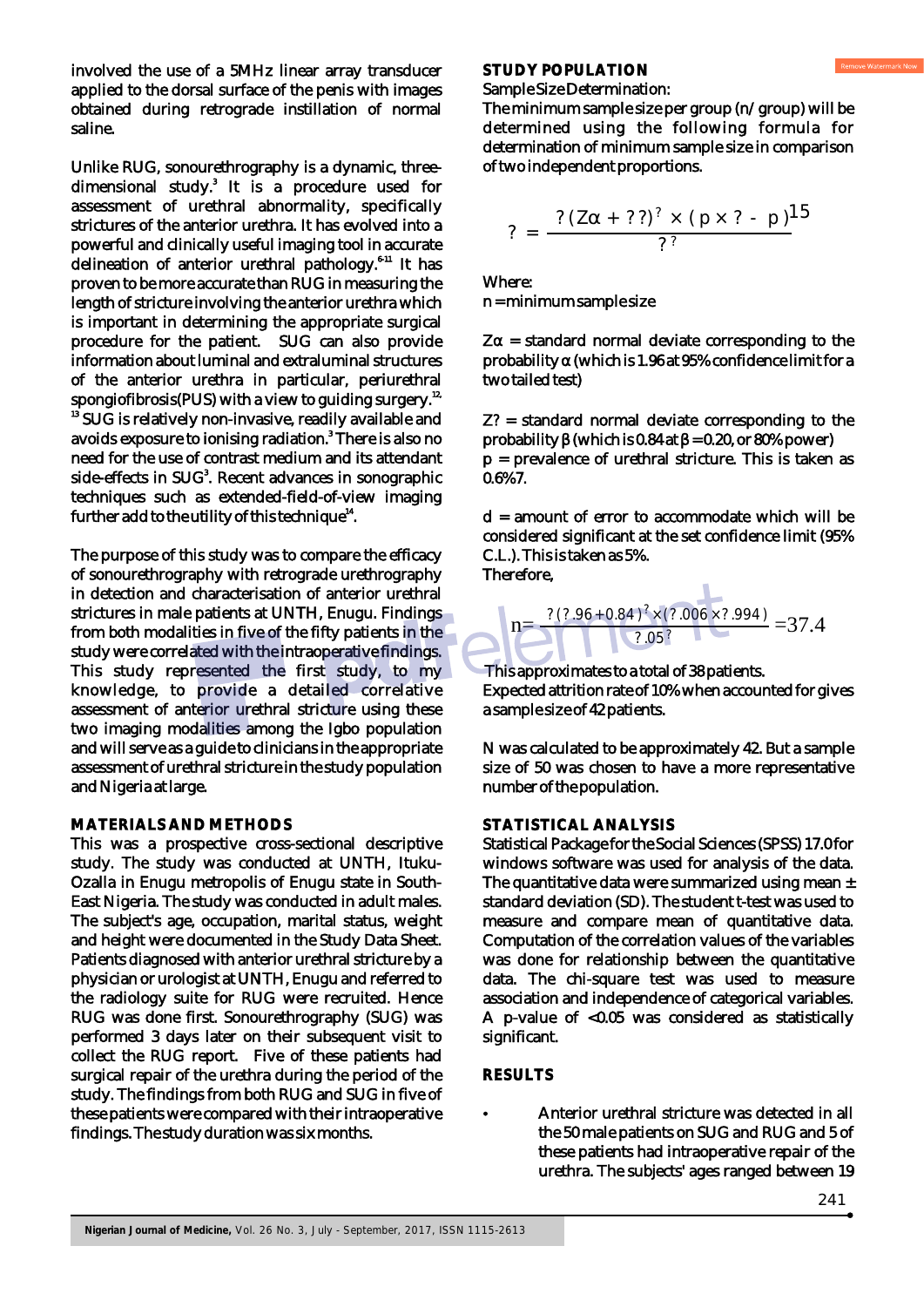involved the use of a 5MHz linear array transducer applied to the dorsal surface of the penis with images obtained during retrograde instillation of normal saline.

Unlike RUG, sonourethrography is a dynamic, three-dimensional study.[3] It is a procedure used for assessment of urethral abnormality, specifically strictures of the anterior urethra. It has evolved into a powerful and clinically useful imaging tool in accurate delineation of anterior urethral pathology.[6-11] It has proven to be more accurate than RUG in measuring the length of stricture involving the anterior urethra which is important in determining the appropriate surgical procedure for the patient. SUG can also provide information about luminal and extraluminal structures of the anterior urethra in particular, periurethral spongiofibrosis(PUS) with a view to guiding surgery.[12,13] SUG is relatively non-invasive, readily available and avoids exposure to ionising radiation.[3] There is also no need for the use of contrast medium and its attendant side-effects in SUG[3]. Recent advances in sonographic techniques such as extended-field-of-view imaging further add to the utility of this technique[14].

The purpose of this study was to compare the efficacy of sonourethrography with retrograde urethrography in detection and characterisation of anterior urethral strictures in male patients at UNTH, Enugu. Findings from both modalities in five of the fifty patients in the study were correlated with the intraoperative findings. This study represented the first study, to my knowledge, to provide a detailed correlative assessment of anterior urethral stricture using these two imaging modalities among the Igbo population and will serve as a guide to clinicians in the appropriate assessment of urethral stricture in the study population and Nigeria at large.

## MATERIALS AND METHODS

This was a prospective cross-sectional descriptive study. The study was conducted at UNTH, Ituku-Ozalla in Enugu metropolis of Enugu state in South-East Nigeria. The study was conducted in adult males. The subject's age, occupation, marital status, weight and height were documented in the Study Data Sheet. Patients diagnosed with anterior urethral stricture by a physician or urologist at UNTH, Enugu and referred to the radiology suite for RUG were recruited. Hence RUG was done first. Sonourethrography (SUG) was performed 3 days later on their subsequent visit to collect the RUG report. Five of these patients had surgical repair of the urethra during the period of the study. The findings from both RUG and SUG in five of these patients were compared with their intraoperative findings. The study duration was six months.

## STUDY POPULATION

Sample Size Determination:

The minimum sample size per group (n/ group) will be determined using the following formula for determination of minimum sample size in comparison of two independent proportions.

$$n = \frac{?(Z\alpha + ??)^{?} \times (p \times ? - p)}{?^{?}}$$ [15]

Where:

n = minimum sample size

$Z\alpha$ = standard normal deviate corresponding to the probability $\alpha$ (which is 1.96 at 95% confidence limit for a two tailed test)

Z? = standard normal deviate corresponding to the probability $\beta$ (which is 0.84 at $\beta$ = 0.20, or 80% power)

p = prevalence of urethral stricture. This is taken as 0.6%7.

d = amount of error to accommodate which will be considered significant at the set confidence limit (95% C.L.). This is taken as 5%.

Therefore,

$$n = \frac{?(?.96+0.84)^{2} \times (?.006 \times ?.994)}{?.05^{?}} = 37.4$$

This approximates to a total of 38 patients.

Expected attrition rate of 10% when accounted for gives a sample size of 42 patients.

N was calculated to be approximately 42. But a sample size of 50 was chosen to have a more representative number of the population.

## STATISTICAL ANALYSIS

Statistical Package for the Social Sciences (SPSS) 17.0 for windows software was used for analysis of the data. The quantitative data were summarized using mean ± standard deviation (SD). The student t-test was used to measure and compare mean of quantitative data. Computation of the correlation values of the variables was done for relationship between the quantitative data. The chi-square test was used to measure association and independence of categorical variables. A p-value of <0.05 was considered as statistically significant.

## RESULTS

- Anterior urethral stricture was detected in all the 50 male patients on SUG and RUG and 5 of these patients had intraoperative repair of the urethra. The subjects' ages ranged between 19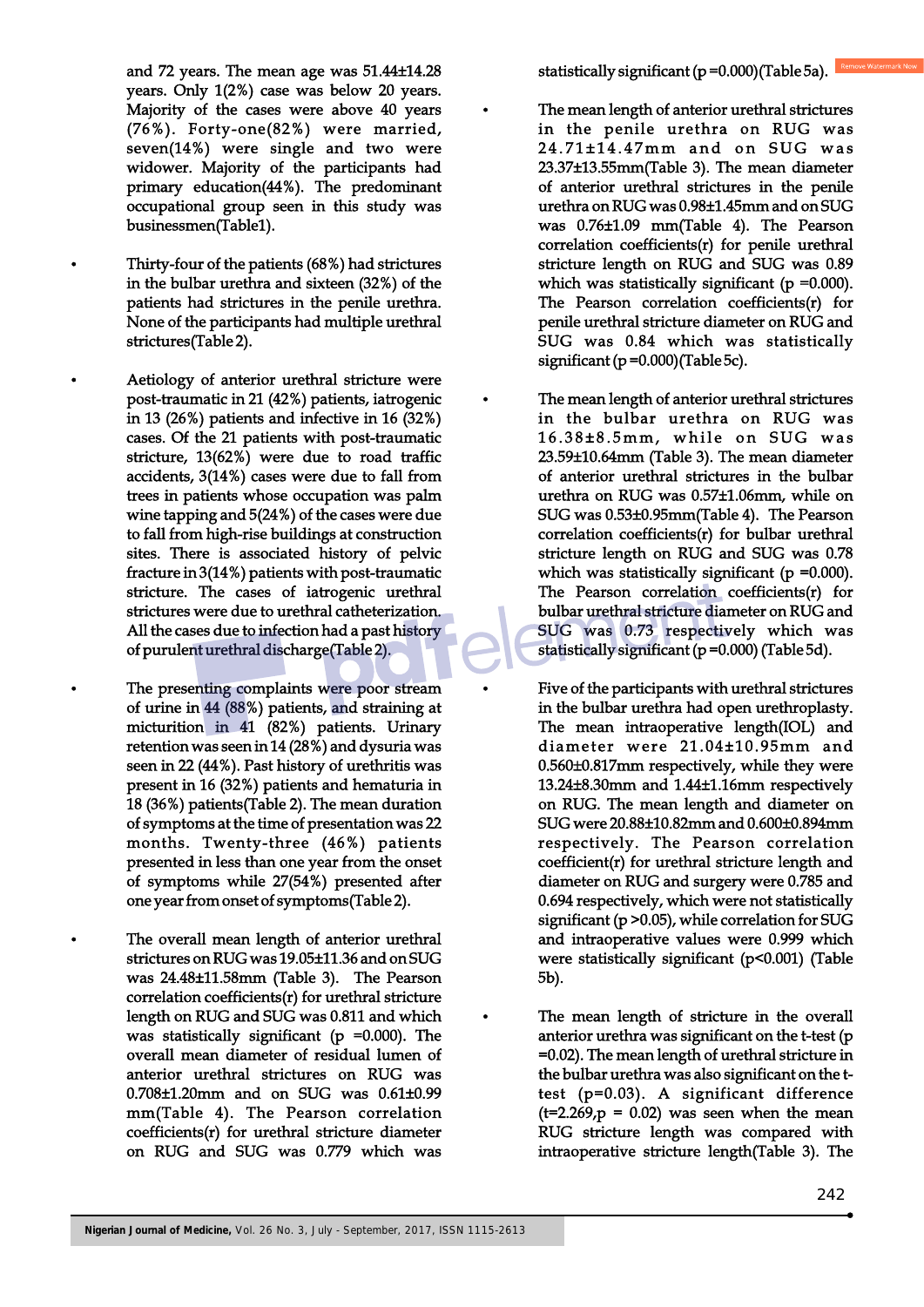and 72 years. The mean age was 51.44±14.28 years. Only 1(2%) case was below 20 years. Majority of the cases were above 40 years (76%). Forty-one(82%) were married, seven(14%) were single and two were widower. Majority of the participants had primary education(44%). The predominant occupational group seen in this study was businessmen(Table1).

- Thirty-four of the patients (68%) had strictures in the bulbar urethra and sixteen (32%) of the patients had strictures in the penile urethra. None of the participants had multiple urethral strictures(Table 2).

- Aetiology of anterior urethral stricture were post-traumatic in 21 (42%) patients, iatrogenic in 13 (26%) patients and infective in 16 (32%) cases. Of the 21 patients with post-traumatic stricture, 13(62%) were due to road traffic accidents, 3(14%) cases were due to fall from trees in patients whose occupation was palm wine tapping and 5(24%) of the cases were due to fall from high-rise buildings at construction sites. There is associated history of pelvic fracture in 3(14%) patients with post-traumatic stricture. The cases of iatrogenic urethral strictures were due to urethral catheterization. All the cases due to infection had a past history of purulent urethral discharge(Table 2).

- The presenting complaints were poor stream of urine in 44 (88%) patients, and straining at micturition in 41 (82%) patients. Urinary retention was seen in 14 (28%) and dysuria was seen in 22 (44%). Past history of urethritis was present in 16 (32%) patients and hematuria in 18 (36%) patients(Table 2). The mean duration of symptoms at the time of presentation was 22 months. Twenty-three (46%) patients presented in less than one year from the onset of symptoms while 27(54%) presented after one year from onset of symptoms(Table 2).

- The overall mean length of anterior urethral strictures on RUG was 19.05±11.36 and on SUG was 24.48±11.58mm (Table 3). The Pearson correlation coefficients(r) for urethral stricture length on RUG and SUG was 0.811 and which was statistically significant (p =0.000). The overall mean diameter of residual lumen of anterior urethral strictures on RUG was 0.708±1.20mm and on SUG was 0.61±0.99 mm(Table 4). The Pearson correlation coefficients(r) for urethral stricture diameter on RUG and SUG was 0.779 which was statistically significant (p =0.000)(Table 5a).

- The mean length of anterior urethral strictures in the penile urethra on RUG was 24.71±14.47mm and on SUG was 23.37±13.55mm(Table 3). The mean diameter of anterior urethral strictures in the penile urethra on RUG was 0.98±1.45mm and on SUG was 0.76±1.09 mm(Table 4). The Pearson correlation coefficients(r) for penile urethral stricture length on RUG and SUG was 0.89 which was statistically significant (p =0.000). The Pearson correlation coefficients(r) for penile urethral stricture diameter on RUG and SUG was 0.84 which was statistically significant (p =0.000)(Table 5c).

- The mean length of anterior urethral strictures in the bulbar urethra on RUG was 16.38±8.5mm, while on SUG was 23.59±10.64mm (Table 3). The mean diameter of anterior urethral strictures in the bulbar urethra on RUG was 0.57±1.06mm, while on SUG was 0.53±0.95mm(Table 4). The Pearson correlation coefficients(r) for bulbar urethral stricture length on RUG and SUG was 0.78 which was statistically significant (p =0.000). The Pearson correlation coefficients(r) for bulbar urethral stricture diameter on RUG and SUG was 0.73 respectively which was statistically significant (p =0.000) (Table 5d).

- Five of the participants with urethral strictures in the bulbar urethra had open urethroplasty. The mean intraoperative length(IOL) and diameter were 21.04±10.95mm and 0.560±0.817mm respectively, while they were 13.24±8.30mm and 1.44±1.16mm respectively on RUG. The mean length and diameter on SUG were 20.88±10.82mm and 0.600±0.894mm respectively. The Pearson correlation coefficient(r) for urethral stricture length and diameter on RUG and surgery were 0.785 and 0.694 respectively, which were not statistically significant (p >0.05), while correlation for SUG and intraoperative values were 0.999 which were statistically significant (p<0.001) (Table 5b).

- The mean length of stricture in the overall anterior urethra was significant on the t-test (p =0.02). The mean length of urethral stricture in the bulbar urethra was also significant on the t-test (p=0.03). A significant difference (t=2.269,p = 0.02) was seen when the mean RUG stricture length was compared with intraoperative stricture length(Table 3). The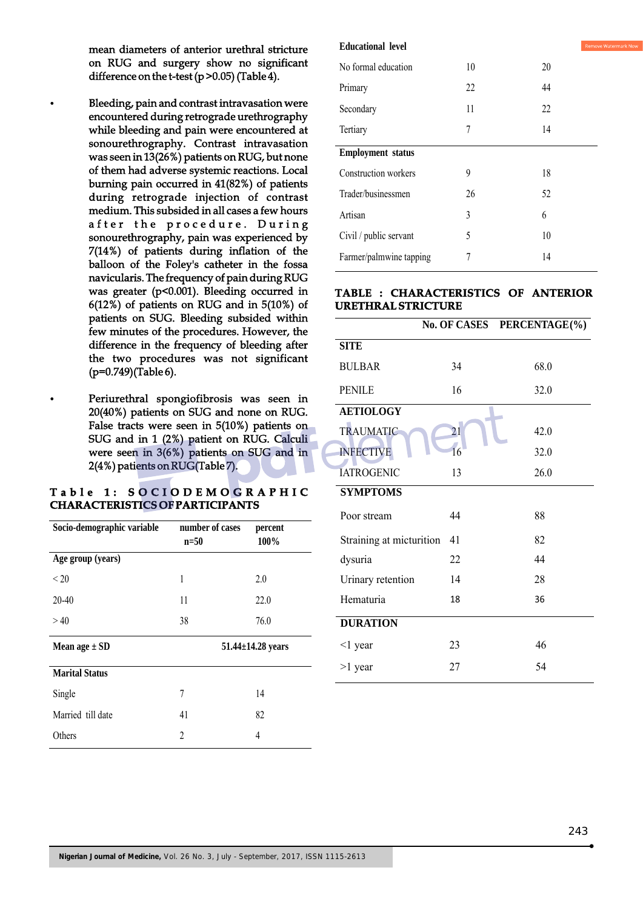mean diameters of anterior urethral stricture on RUG and surgery show no significant difference on the t-test ($p > 0.05$) (Table 4).

- Bleeding, pain and contrast intravasation were encountered during retrograde urethrography while bleeding and pain were encountered at sonourethrography. Contrast intravasation was seen in 13(26%) patients on RUG, but none of them had adverse systemic reactions. Local burning pain occurred in 41(82%) of patients during retrograde injection of contrast medium. This subsided in all cases a few hours after the procedure. During sonourethrography, pain was experienced by 7(14%) of patients during inflation of the balloon of the Foley's catheter in the fossa navicularis. The frequency of pain during RUG was greater ($p<0.001$). Bleeding occurred in 6(12%) of patients on RUG and in 5(10%) of patients on SUG. Bleeding subsided within few minutes of the procedures. However, the difference in the frequency of bleeding after the two procedures was not significant ($p=0.749$)(Table 6).

- Periurethral spongiofibrosis was seen in 20(40%) patients on SUG and none on RUG. False tracts were seen in 5(10%) patients on SUG and in 1 (2%) patient on RUG. Calculi were seen in 3(6%) patients on SUG and in 2(4%) patients on RUG(Table 7).

**Table 1: SOCIODEMOGRAPHIC CHARACTERISTICS OF PARTICIPANTS**

| Socio-demographic variable | number of cases n=50 | percent 100% |
|---|---|---|
| **Age group (years)** | | |
| < 20 | 1 | 2.0 |
| 20-40 | 11 | 22.0 |
| > 40 | 38 | 76.0 |
| **Mean age ± SD** | **51.44±14.28 years** | |
| **Marital Status** | | |
| Single | 7 | 14 |
| Married till date | 41 | 82 |
| Others | 2 | 4 |
| **Educational level** | | |
| No formal education | 10 | 20 |
| Primary | 22 | 44 |
| Secondary | 11 | 22 |
| Tertiary | 7 | 14 |
| **Employment status** | | |
| Construction workers | 9 | 18 |
| Trader/businessmen | 26 | 52 |
| Artisan | 3 | 6 |
| Civil / public servant | 5 | 10 |
| Farmer/palmwine tapping | 7 | 14 |

**TABLE : CHARACTERISTICS OF ANTERIOR URETHRAL STRICTURE**

| | No. OF CASES | PERCENTAGE(%) |
|---|---|---|
| **SITE** | | |
| BULBAR | 34 | 68.0 |
| PENILE | 16 | 32.0 |
| **AETIOLOGY** | | |
| TRAUMATIC | 21 | 42.0 |
| INFECTIVE | 16 | 32.0 |
| IATROGENIC | 13 | 26.0 |
| **SYMPTOMS** | | |
| Poor stream | 44 | 88 |
| Straining at micturition | 41 | 82 |
| dysuria | 22 | 44 |
| Urinary retention | 14 | 28 |
| Hematuria | 18 | 36 |
| **DURATION** | | |
| <1 year | 23 | 46 |
| >1 year | 27 | 54 |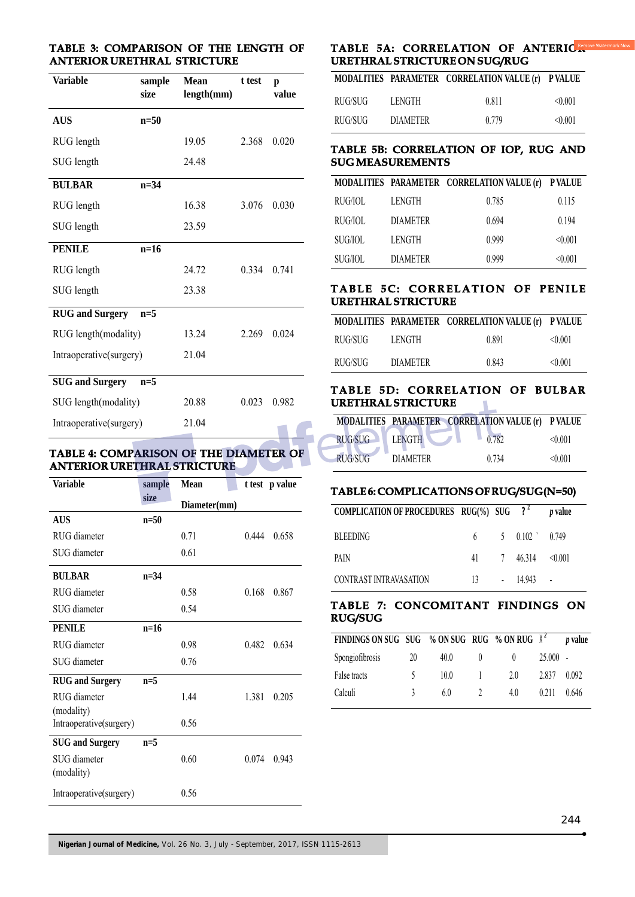### TABLE 3: COMPARISON OF THE LENGTH OF ANTERIOR URETHRAL STRICTURE

| Variable | sample size | Mean length(mm) | t test | p value |
|---|---|---|---|---|
| **AUS** | n=50 | | | |
| RUG length | | 19.05 | 2.368 | 0.020 |
| SUG length | | 24.48 | | |
| **BULBAR** | n=34 | | | |
| RUG length | | 16.38 | 3.076 | 0.030 |
| SUG length | | 23.59 | | |
| **PENILE** | n=16 | | | |
| RUG length | | 24.72 | 0.334 | 0.741 |
| SUG length | | 23.38 | | |
| **RUG and Surgery** | n=5 | | | |
| RUG length(modality) | | 13.24 | 2.269 | 0.024 |
| Intraoperative(surgery) | | 21.04 | | |
| **SUG and Surgery** | n=5 | | | |
| SUG length(modality) | | 20.88 | 0.023 | 0.982 |
| Intraoperative(surgery) | | 21.04 | | |

### TABLE 4: COMPARISON OF THE DIAMETER OF ANTERIOR URETHRAL STRICTURE

| Variable | sample size | Mean Diameter(mm) | t test | p value |
|---|---|---|---|---|
| **AUS** | n=50 | | | |
| RUG diameter | | 0.71 | 0.444 | 0.658 |
| SUG diameter | | 0.61 | | |
| **BULBAR** | n=34 | | | |
| RUG diameter | | 0.58 | 0.168 | 0.867 |
| SUG diameter | | 0.54 | | |
| **PENILE** | n=16 | | | |
| RUG diameter | | 0.98 | 0.482 | 0.634 |
| SUG diameter | | 0.76 | | |
| **RUG and Surgery** | n=5 | | | |
| RUG diameter (modality) | | 1.44 | 1.381 | 0.205 |
| Intraoperative(surgery) | | 0.56 | | |
| **SUG and Surgery** | n=5 | | | |
| SUG diameter (modality) | | 0.60 | 0.074 | 0.943 |
| Intraoperative(surgery) | | 0.56 | | |

### TABLE 5A: CORRELATION OF ANTERIOR URETHRAL STRICTURE ON SUG/RUG

| MODALITIES | PARAMETER | CORRELATION VALUE (r) | P VALUE |
|---|---|---|---|
| RUG/SUG | LENGTH | 0.811 | <0.001 |
| RUG/SUG | DIAMETER | 0.779 | <0.001 |

### TABLE 5B: CORRELATION OF IOP, RUG AND SUG MEASUREMENTS

| MODALITIES | PARAMETER | CORRELATION VALUE (r) | P VALUE |
|---|---|---|---|
| RUG/IOL | LENGTH | 0.785 | 0.115 |
| RUG/IOL | DIAMETER | 0.694 | 0.194 |
| SUG/IOL | LENGTH | 0.999 | <0.001 |
| SUG/IOL | DIAMETER | 0.999 | <0.001 |

### TABLE 5C: CORRELATION OF PENILE URETHRAL STRICTURE

| MODALITIES | PARAMETER | CORRELATION VALUE (r) | P VALUE |
|---|---|---|---|
| RUG/SUG | LENGTH | 0.891 | <0.001 |
| RUG/SUG | DIAMETER | 0.843 | <0.001 |

### TABLE 5D: CORRELATION OF BULBAR URETHRAL STRICTURE

| MODALITIES | PARAMETER | CORRELATION VALUE (r) | P VALUE |
|---|---|---|---|
| RUG/SUG | LENGTH | 0.782 | <0.001 |
| RUG/SUG | DIAMETER | 0.734 | <0.001 |

### TABLE 6: COMPLICATIONS OF RUG/SUG (N=50)

| COMPLICATION OF PROCEDURES | RUG(%) | SUG | $\chi^2$ | *p* value |
|---|---|---|---|---|
| BLEEDING | 6 | 5 | 0.102 | 0.749 |
| PAIN | 41 | 7 | 46.314 | <0.001 |
| CONTRAST INTRAVASATION | 13 | - | 14.943 | - |

### TABLE 7: CONCOMITANT FINDINGS ON RUG/SUG

| FINDINGS ON SUG | SUG | % ON SUG | RUG | % ON RUG | $\chi^2$ | *p* value |
|---|---|---|---|---|---|---|
| Spongiofibrosis | 20 | 40.0 | 0 | 0 | 25.000 | - |
| False tracts | 5 | 10.0 | 1 | 2.0 | 2.837 | 0.092 |
| Calculi | 3 | 6.0 | 2 | 4.0 | 0.211 | 0.646 |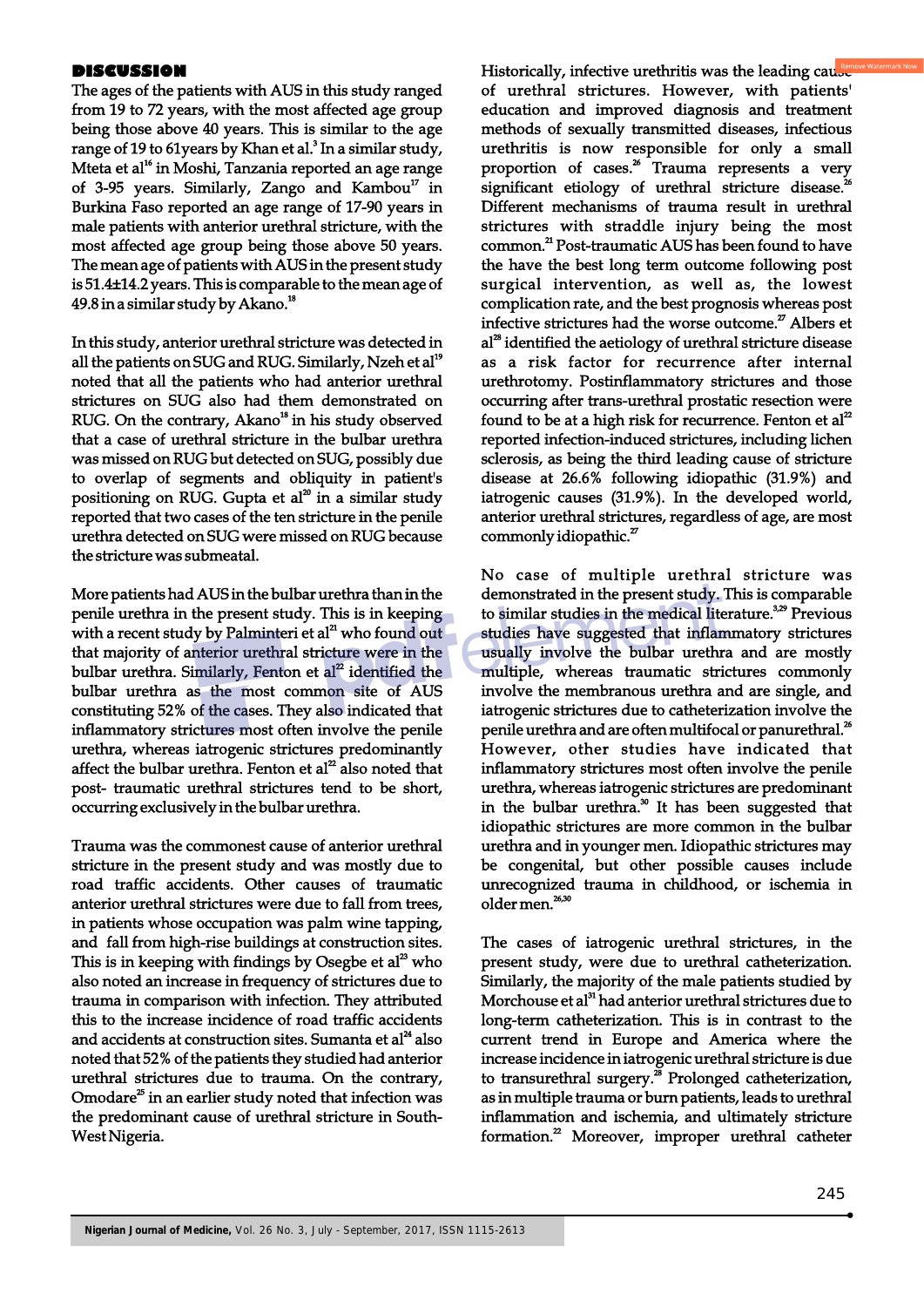## DISCUSSION

The ages of the patients with AUS in this study ranged from 19 to 72 years, with the most affected age group being those above 40 years. This is similar to the age range of 19 to 61years by Khan et al.[3] In a similar study, Mteta et al[16] in Moshi, Tanzania reported an age range of 3-95 years. Similarly, Zango and Kambou[17] in Burkina Faso reported an age range of 17-90 years in male patients with anterior urethral stricture, with the most affected age group being those above 50 years. The mean age of patients with AUS in the present study is 51.4±14.2 years. This is comparable to the mean age of 49.8 in a similar study by Akano.[18]

In this study, anterior urethral stricture was detected in all the patients on SUG and RUG. Similarly, Nzeh et al[19] noted that all the patients who had anterior urethral strictures on SUG also had them demonstrated on RUG. On the contrary, Akano[18] in his study observed that a case of urethral stricture in the bulbar urethra was missed on RUG but detected on SUG, possibly due to overlap of segments and obliquity in patient's positioning on RUG. Gupta et al[20] in a similar study reported that two cases of the ten stricture in the penile urethra detected on SUG were missed on RUG because the stricture was submeatal.

More patients had AUS in the bulbar urethra than in the penile urethra in the present study. This is in keeping with a recent study by Palminteri et al[21] who found out that majority of anterior urethral stricture were in the bulbar urethra. Similarly, Fenton et al[22] identified the bulbar urethra as the most common site of AUS constituting 52% of the cases. They also indicated that inflammatory strictures most often involve the penile urethra, whereas iatrogenic strictures predominantly affect the bulbar urethra. Fenton et al[22] also noted that post- traumatic urethral strictures tend to be short, occurring exclusively in the bulbar urethra.

Trauma was the commonest cause of anterior urethral stricture in the present study and was mostly due to road traffic accidents. Other causes of traumatic anterior urethral strictures were due to fall from trees, in patients whose occupation was palm wine tapping, and fall from high-rise buildings at construction sites. This is in keeping with findings by Osegbe et al[23] who also noted an increase in frequency of strictures due to trauma in comparison with infection. They attributed this to the increase incidence of road traffic accidents and accidents at construction sites. Sumanta et al[24] also noted that 52% of the patients they studied had anterior urethral strictures due to trauma. On the contrary, Omodare[25] in an earlier study noted that infection was the predominant cause of urethral stricture in South-West Nigeria.

Historically, infective urethritis was the leading cause of urethral strictures. However, with patients' education and improved diagnosis and treatment methods of sexually transmitted diseases, infectious urethritis is now responsible for only a small proportion of cases.[26] Trauma represents a very significant etiology of urethral structure disease.[26] Different mechanisms of trauma result in urethral strictures with straddle injury being the most common.[21] Post-traumatic AUS has been found to have the have the best long term outcome following post surgical intervention, as well as, the lowest complication rate, and the best prognosis whereas post infective strictures had the worse outcome.[27] Albers et al[28] identified the aetiology of urethral stricture disease as a risk factor for recurrence after internal urethrotomy. Postinflammatory strictures and those occurring after trans-urethral prostatic resection were found to be at a high risk for recurrence. Fenton et al[22] reported infection-induced strictures, including lichen sclerosis, as being the third leading cause of stricture disease at 26.6% following idiopathic (31.9%) and iatrogenic causes (31.9%). In the developed world, anterior urethral strictures, regardless of age, are most commonly idiopathic.[27]

No case of multiple urethral stricture was demonstrated in the present study. This is comparable to similar studies in the medical literature.[3,29] Previous studies have suggested that inflammatory strictures usually involve the bulbar urethra and are mostly multiple, whereas traumatic strictures commonly involve the membranous urethra and are single, and iatrogenic strictures due to catheterization involve the penile urethra and are often multifocal or panurethral.[26] However, other studies have indicated that inflammatory strictures most often involve the penile urethra, whereas iatrogenic strictures are predominant in the bulbar urethra.[30] It has been suggested that idiopathic strictures are more common in the bulbar urethra and in younger men. Idiopathic strictures may be congenital, but other possible causes include unrecognized trauma in childhood, or ischemia in older men.[26,30]

The cases of iatrogenic urethral strictures, in the present study, were due to urethral catheterization. Similarly, the majority of the male patients studied by Morchouse et al[31] had anterior urethral strictures due to long-term catheterization. This is in contrast to the current trend in Europe and America where the increase incidence in iatrogenic urethral stricture is due to transurethral surgery.[28] Prolonged catheterization, as in multiple trauma or burn patients, leads to urethral inflammation and ischemia, and ultimately stricture formation.[22] Moreover, improper urethral catheter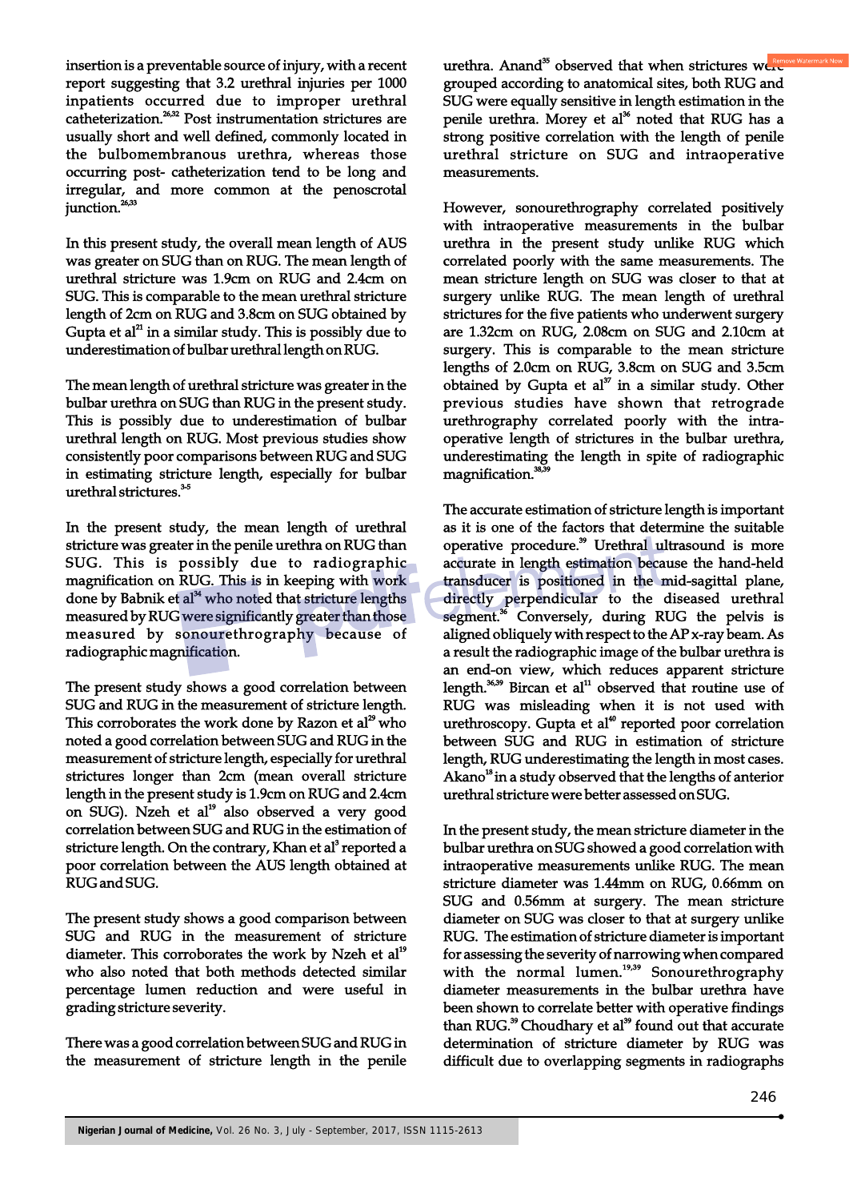insertion is a preventable source of injury, with a recent report suggesting that 3.2 urethral injuries per 1000 inpatients occurred due to improper urethral catheterization.[26,32] Post instrumentation strictures are usually short and well defined, commonly located in the bulbomembranous urethra, whereas those occurring post- catheterization tend to be long and irregular, and more common at the penoscrotal junction.[26,33]

In this present study, the overall mean length of AUS was greater on SUG than on RUG. The mean length of urethral stricture was 1.9cm on RUG and 2.4cm on SUG. This is comparable to the mean urethral stricture length of 2cm on RUG and 3.8cm on SUG obtained by Gupta et al[21] in a similar study. This is possibly due to underestimation of bulbar urethral length on RUG.

The mean length of urethral stricture was greater in the bulbar urethra on SUG than RUG in the present study. This is possibly due to underestimation of bulbar urethral length on RUG. Most previous studies show consistently poor comparisons between RUG and SUG in estimating stricture length, especially for bulbar urethral strictures.[3-5]

In the present study, the mean length of urethral stricture was greater in the penile urethra on RUG than SUG. This is possibly due to radiographic magnification on RUG. This is in keeping with work done by Babnik et al[34] who noted that stricture lengths measured by RUG were significantly greater than those measured by sonourethrography because of radiographic magnification.

The present study shows a good correlation between SUG and RUG in the measurement of stricture length. This corroborates the work done by Razon et al[29] who noted a good correlation between SUG and RUG in the measurement of stricture length, especially for urethral strictures longer than 2cm (mean overall stricture length in the present study is 1.9cm on RUG and 2.4cm on SUG). Nzeh et al[19] also observed a very good correlation between SUG and RUG in the estimation of stricture length. On the contrary, Khan et al[3] reported a poor correlation between the AUS length obtained at RUG and SUG.

The present study shows a good comparison between SUG and RUG in the measurement of stricture diameter. This corroborates the work by Nzeh et al[19] who also noted that both methods detected similar percentage lumen reduction and were useful in grading stricture severity.

There was a good correlation between SUG and RUG in the measurement of stricture length in the penile urethra. Anand[35] observed that when strictures were grouped according to anatomical sites, both RUG and SUG were equally sensitive in length estimation in the penile urethra. Morey et al[36] noted that RUG has a strong positive correlation with the length of penile urethral stricture on SUG and intraoperative measurements.

However, sonourethrography correlated positively with intraoperative measurements in the bulbar urethra in the present study unlike RUG which correlated poorly with the same measurements. The mean stricture length on SUG was closer to that at surgery unlike RUG. The mean length of urethral strictures for the five patients who underwent surgery are 1.32cm on RUG, 2.08cm on SUG and 2.10cm at surgery. This is comparable to the mean stricture lengths of 2.0cm on RUG, 3.8cm on SUG and 3.5cm obtained by Gupta et al[37] in a similar study. Other previous studies have shown that retrograde urethrography correlated poorly with the intra-operative length of strictures in the bulbar urethra, underestimating the length in spite of radiographic magnification.[38,39]

The accurate estimation of stricture length is important as it is one of the factors that determine the suitable operative procedure.[39] Urethral ultrasound is more accurate in length estimation because the hand-held transducer is positioned in the mid-sagittal plane, directly perpendicular to the diseased urethral segment.[36] Conversely, during RUG the pelvis is aligned obliquely with respect to the AP x-ray beam. As a result the radiographic image of the bulbar urethra is an end-on view, which reduces apparent stricture length.[36,39] Bircan et al[11] observed that routine use of RUG was misleading when it is not used with urethroscopy. Gupta et al[40] reported poor correlation between SUG and RUG in estimation of stricture length, RUG underestimating the length in most cases. Akano[18] in a study observed that the lengths of anterior urethral stricture were better assessed on SUG.

In the present study, the mean stricture diameter in the bulbar urethra on SUG showed a good correlation with intraoperative measurements unlike RUG. The mean stricture diameter was 1.44mm on RUG, 0.66mm on SUG and 0.56mm at surgery. The mean stricture diameter on SUG was closer to that at surgery unlike RUG. The estimation of stricture diameter is important for assessing the severity of narrowing when compared with the normal lumen.[19,39] Sonourethrography diameter measurements in the bulbar urethra have been shown to correlate better with operative findings than RUG.[39] Choudhary et al[39] found out that accurate determination of stricture diameter by RUG was difficult due to overlapping segments in radiographs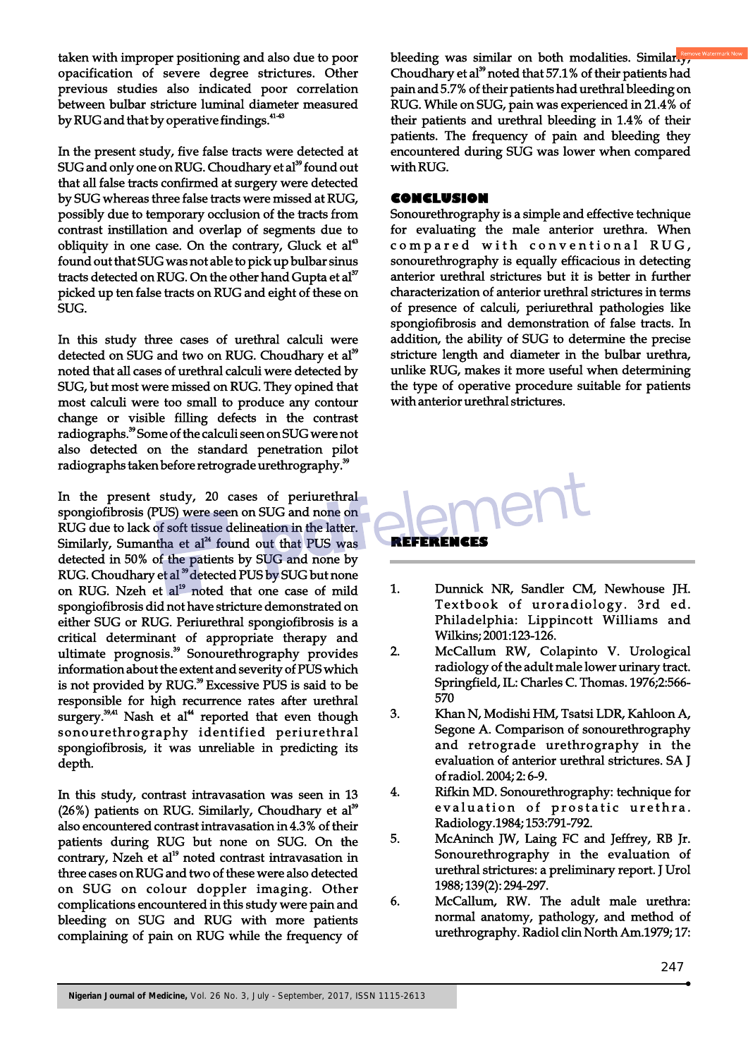taken with improper positioning and also due to poor opacification of severe degree strictures. Other previous studies also indicated poor correlation between bulbar stricture luminal diameter measured by RUG and that by operative findings.[41-43]

In the present study, five false tracts were detected at SUG and only one on RUG. Choudhary et al[39] found out that all false tracts confirmed at surgery were detected by SUG whereas three false tracts were missed at RUG, possibly due to temporary occlusion of the tracts from contrast instillation and overlap of segments due to obliquity in one case. On the contrary, Gluck et al[43] found out that SUG was not able to pick up bulbar sinus tracts detected on RUG. On the other hand Gupta et al[37] picked up ten false tracts on RUG and eight of these on SUG.

In this study three cases of urethral calculi were detected on SUG and two on RUG. Choudhary et al[39] noted that all cases of urethral calculi were detected by SUG, but most were missed on RUG. They opined that most calculi were too small to produce any contour change or visible filling defects in the contrast radiographs.[39] Some of the calculi seen on SUG were not also detected on the standard penetration pilot radiographs taken before retrograde urethrography.[39]

In the present study, 20 cases of periurethral spongiofibrosis (PUS) were seen on SUG and none on RUG due to lack of soft tissue delineation in the latter. Similarly, Sumantha et al[24] found out that PUS was detected in 50% of the patients by SUG and none by RUG. Choudhary et al[39] detected PUS by SUG but none on RUG. Nzeh et al[19] noted that one case of mild spongiofibrosis did not have stricture demonstrated on either SUG or RUG. Periurethral spongiofibrosis is a critical determinant of appropriate therapy and ultimate prognosis.[39] Sonourethrography provides information about the extent and severity of PUS which is not provided by RUG.[39] Excessive PUS is said to be responsible for high recurrence rates after urethral surgery.[39,41] Nash et al[44] reported that even though sonourethrography identified periurethral spongiofibrosis, it was unreliable in predicting its depth.

In this study, contrast intravasation was seen in 13 (26%) patients on RUG. Similarly, Choudhary et al[39] also encountered contrast intravasation in 4.3% of their patients during RUG but none on SUG. On the contrary, Nzeh et al[19] noted contrast intravasation in three cases on RUG and two of these were also detected on SUG on colour doppler imaging. Other complications encountered in this study were pain and bleeding on SUG and RUG with more patients complaining of pain on RUG while the frequency of bleeding was similar on both modalities. Similarly, Choudhary et al[39] noted that 57.1% of their patients had pain and 5.7% of their patients had urethral bleeding on RUG. While on SUG, pain was experienced in 21.4% of their patients and urethral bleeding in 1.4% of their patients. The frequency of pain and bleeding they encountered during SUG was lower when compared with RUG.

## CONCLUSION

Sonourethrography is a simple and effective technique for evaluating the male anterior urethra. When compared with conventional RUG, sonourethrography is equally efficacious in detecting anterior urethral strictures but it is better in further characterization of anterior urethral strictures in terms of presence of calculi, periurethral pathologies like spongiofibrosis and demonstration of false tracts. In addition, the ability of SUG to determine the precise stricture length and diameter in the bulbar urethra, unlike RUG, makes it more useful when determining the type of operative procedure suitable for patients with anterior urethral strictures.

## REFERENCES

1. Dunnick NR, Sandler CM, Newhouse JH. Textbook of uroradiology. 3rd ed. Philadelphia: Lippincott Williams and Wilkins; 2001:123-126.
2. McCallum RW, Colapinto V. Urological radiology of the adult male lower urinary tract. Springfield, IL: Charles C. Thomas. 1976;2:566-570
3. Khan N, Modishi HM, Tsatsi LDR, Kahloon A, Segone A. Comparison of sonourethrography and retrograde urethrography in the evaluation of anterior urethral strictures. SA J of radiol. 2004; 2: 6-9.
4. Rifkin MD. Sonourethrography: technique for evaluation of prostatic urethra. Radiology.1984; 153:791-792.
5. McAninch JW, Laing FC and Jeffrey, RB Jr. Sonourethrography in the evaluation of urethral strictures: a preliminary report. J Urol 1988; 139(2): 294-297.
6. McCallum, RW. The adult male urethra: normal anatomy, pathology, and method of urethrography. Radiol clin North Am.1979; 17: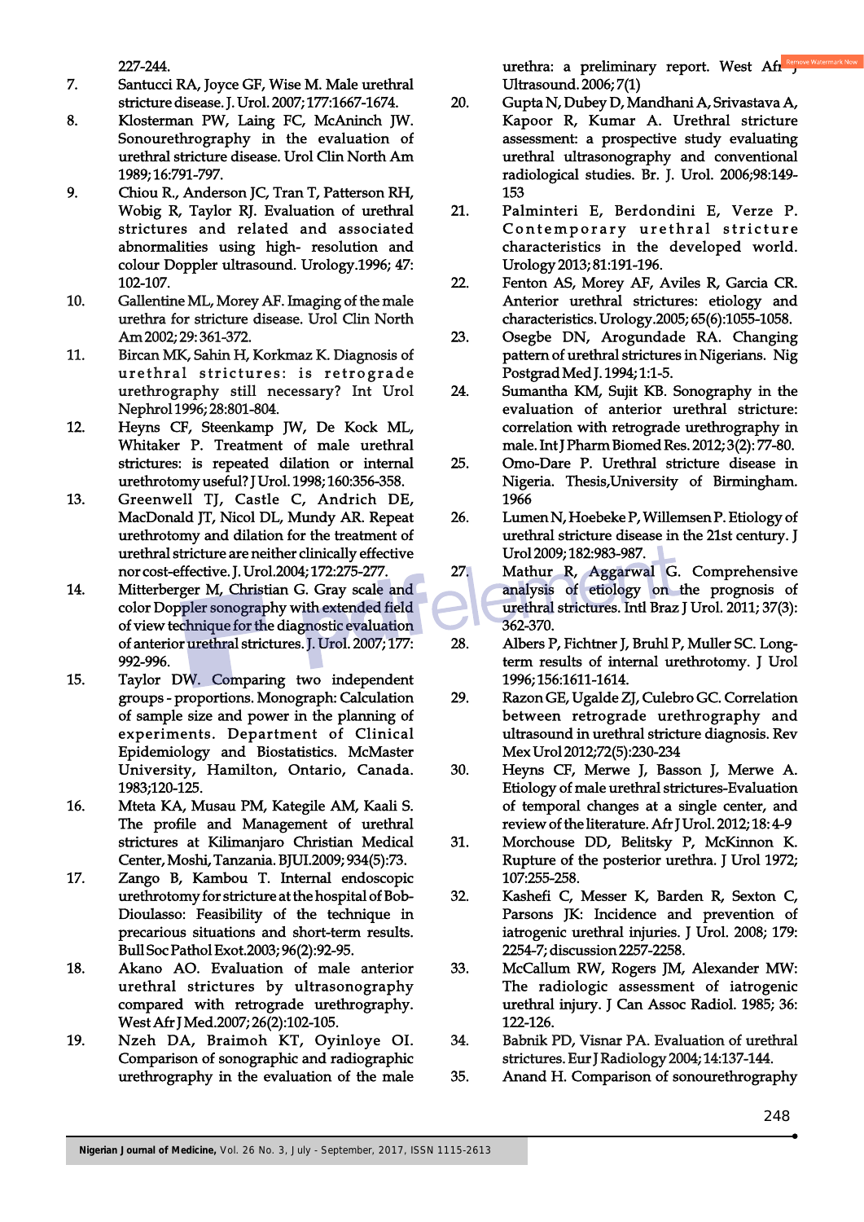227-244.

7. Santucci RA, Joyce GF, Wise M. Male urethral stricture disease. J. Urol. 2007;177:1667-1674.
8. Klosterman PW, Laing FC, McAninch JW. Sonourethrography in the evaluation of urethral stricture disease. Urol Clin North Am 1989;16:791-797.
9. Chiou R., Anderson JC, Tran T, Patterson RH, Wobig R, Taylor RJ. Evaluation of urethral strictures and related and associated abnormalities using high- resolution and colour Doppler ultrasound. Urology.1996; 47: 102-107.
10. Gallentine ML, Morey AF. Imaging of the male urethra for stricture disease. Urol Clin North Am 2002; 29: 361-372.
11. Bircan MK, Sahin H, Korkmaz K. Diagnosis of urethral strictures: is retrograde urethrography still necessary? Int Urol Nephrol 1996; 28:801-804.
12. Heyns CF, Steenkamp JW, De Kock ML, Whitaker P. Treatment of male urethral strictures: is repeated dilation or internal urethrotomy useful? J Urol. 1998; 160:356-358.
13. Greenwell TJ, Castle C, Andrich DE, MacDonald JT, Nicol DL, Mundy AR. Repeat urethrotomy and dilation for the treatment of urethral stricture are neither clinically effective nor cost-effective. J. Urol.2004; 172:275-277.
14. Mitterberger M, Christian G. Gray scale and color Doppler sonography with extended field of view technique for the diagnostic evaluation of anterior urethral strictures. J. Urol. 2007; 177: 992-996.
15. Taylor DW. Comparing two independent groups - proportions. Monograph: Calculation of sample size and power in the planning of experiments. Department of Clinical Epidemiology and Biostatistics. McMaster University, Hamilton, Ontario, Canada. 1983;120-125.
16. Mteta KA, Musau PM, Kategile AM, Kaali S. The profile and Management of urethral strictures at Kilimanjaro Christian Medical Center, Moshi, Tanzania. BJUI.2009; 934(5):73.
17. Zango B, Kambou T. Internal endoscopic urethrotomy for stricture at the hospital of Bob-Dioulasso: Feasibility of the technique in precarious situations and short-term results. Bull Soc Pathol Exot.2003; 96(2):92-95.
18. Akano AO. Evaluation of male anterior urethral strictures by ultrasonography compared with retrograde urethrography. West Afr J Med.2007; 26(2):102-105.
19. Nzeh DA, Braimoh KT, Oyinloye OI. Comparison of sonographic and radiographic urethrography in the evaluation of the male urethra: a preliminary report. West Afr J Ultrasound. 2006; 7(1)
20. Gupta N, Dubey D, Mandhani A, Srivastava A, Kapoor R, Kumar A. Urethral stricture assessment: a prospective study evaluating urethral ultrasonography and conventional radiological studies. Br. J. Urol. 2006;98:149-153
21. Palminteri E, Berdondini E, Verze P. Contemporary urethral stricture characteristics in the developed world. Urology 2013; 81:191-196.
22. Fenton AS, Morey AF, Aviles R, Garcia CR. Anterior urethral strictures: etiology and characteristics. Urology.2005; 65(6):1055-1058.
23. Osegbe DN, Arogundade RA. Changing pattern of urethral strictures in Nigerians. Nig Postgrad Med J. 1994; 1:1-5.
24. Sumantha KM, Sujit KB. Sonography in the evaluation of anterior urethral stricture: correlation with retrograde urethrography in male. Int J Pharm Biomed Res. 2012; 3(2): 77-80.
25. Omo-Dare P. Urethral stricture disease in Nigeria. Thesis,University of Birmingham. 1966
26. Lumen N, Hoebeke P, Willemsen P. Etiology of urethral stricture disease in the 21st century. J Urol 2009; 182:983-987.
27. Mathur R, Aggarwal G. Comprehensive analysis of etiology on the prognosis of urethral strictures. Intl Braz J Urol. 2011; 37(3): 362-370.
28. Albers P, Fichtner J, Bruhl P, Muller SC. Long-term results of internal urethrotomy. J Urol 1996; 156:1611-1614.
29. Razon GE, Ugalde ZJ, Culebro GC. Correlation between retrograde urethrography and ultrasound in urethral stricture diagnosis. Rev Mex Urol 2012;72(5):230-234
30. Heyns CF, Merwe J, Basson J, Merwe A. Etiology of male urethral strictures-Evaluation of temporal changes at a single center, and review of the literature. Afr J Urol. 2012; 18: 4-9
31. Morchouse DD, Belitsky P, McKinnon K. Rupture of the posterior urethra. J Urol 1972; 107:255-258.
32. Kashefi C, Messer K, Barden R, Sexton C, Parsons JK: Incidence and prevention of iatrogenic urethral injuries. J Urol. 2008; 179: 2254-7; discussion 2257-2258.
33. McCallum RW, Rogers JM, Alexander MW: The radiologic assessment of iatrogenic urethral injury. J Can Assoc Radiol. 1985; 36: 122-126.
34. Babnik PD, Visnar PA. Evaluation of urethral strictures. Eur J Radiology 2004; 14:137-144.
35. Anand H. Comparison of sonourethrography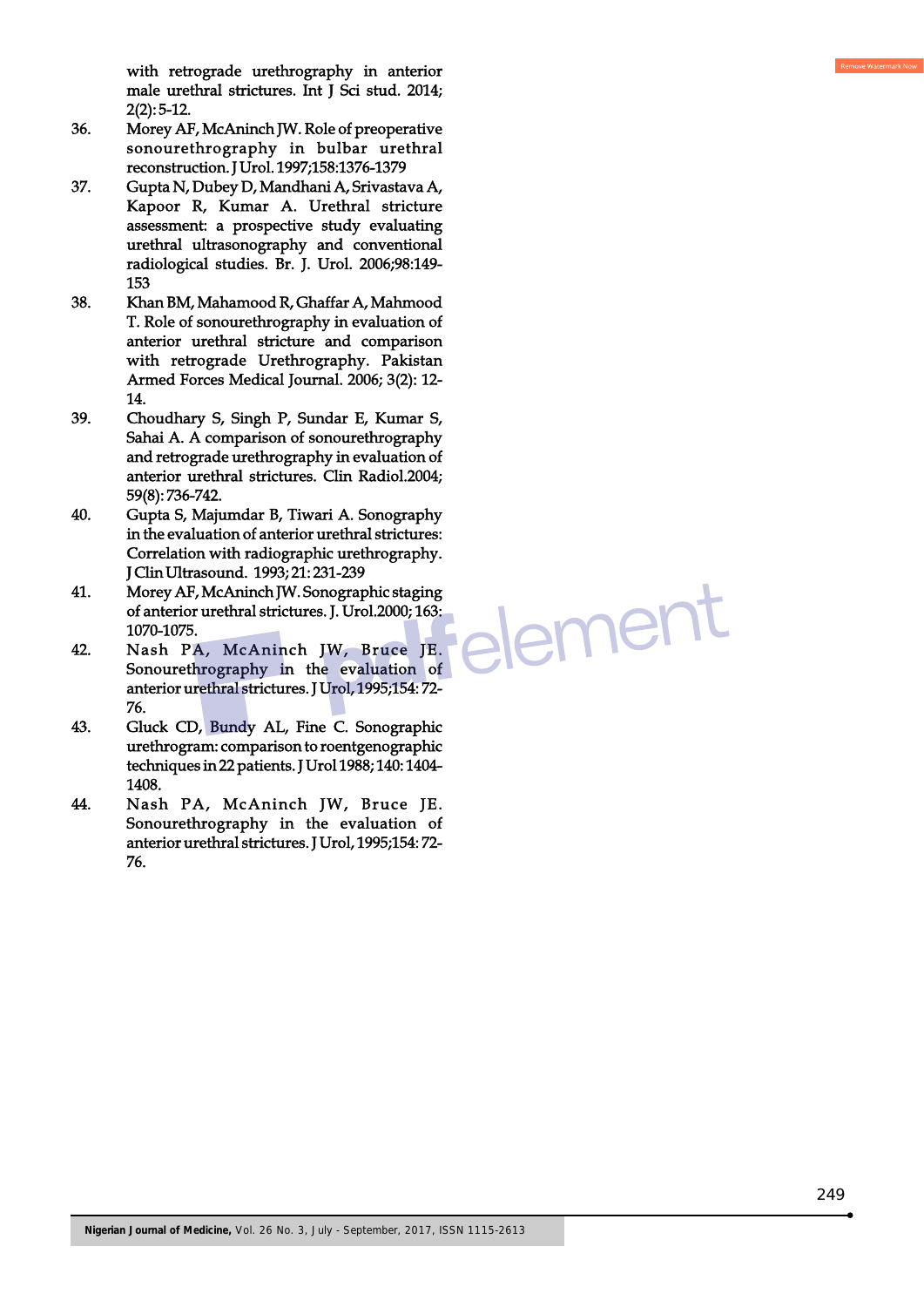with retrograde urethrography in anterior male urethral strictures. Int J Sci stud. 2014; 2(2): 5-12.

36. Morey AF, McAninch JW. Role of preoperative sonourethrography in bulbar urethral reconstruction. J Urol. 1997;158:1376-1379

37. Gupta N, Dubey D, Mandhani A, Srivastava A, Kapoor R, Kumar A. Urethral stricture assessment: a prospective study evaluating urethral ultrasonography and conventional radiological studies. Br. J. Urol. 2006;98:149-153

38. Khan BM, Mahamood R, Ghaffar A, Mahmood T. Role of sonourethrography in evaluation of anterior urethral stricture and comparison with retrograde Urethrography. Pakistan Armed Forces Medical Journal. 2006; 3(2): 12-14.

39. Choudhary S, Singh P, Sundar E, Kumar S, Sahai A. A comparison of sonourethrography and retrograde urethrography in evaluation of anterior urethral strictures. Clin Radiol.2004; 59(8): 736-742.

40. Gupta S, Majumdar B, Tiwari A. Sonography in the evaluation of anterior urethral strictures: Correlation with radiographic urethrography. J Clin Ultrasound. 1993; 21: 231-239

41. Morey AF, McAninch JW. Sonographic staging of anterior urethral strictures. J. Urol.2000; 163: 1070-1075.

42. Nash PA, McAninch JW, Bruce JE. Sonourethrography in the evaluation of anterior urethral strictures. J Urol, 1995;154: 72-76.

43. Gluck CD, Bundy AL, Fine C. Sonographic urethrogram: comparison to roentgenographic techniques in 22 patients. J Urol 1988; 140: 1404-1408.

44. Nash PA, McAninch JW, Bruce JE. Sonourethrography in the evaluation of anterior urethral strictures. J Urol, 1995;154: 72-76.